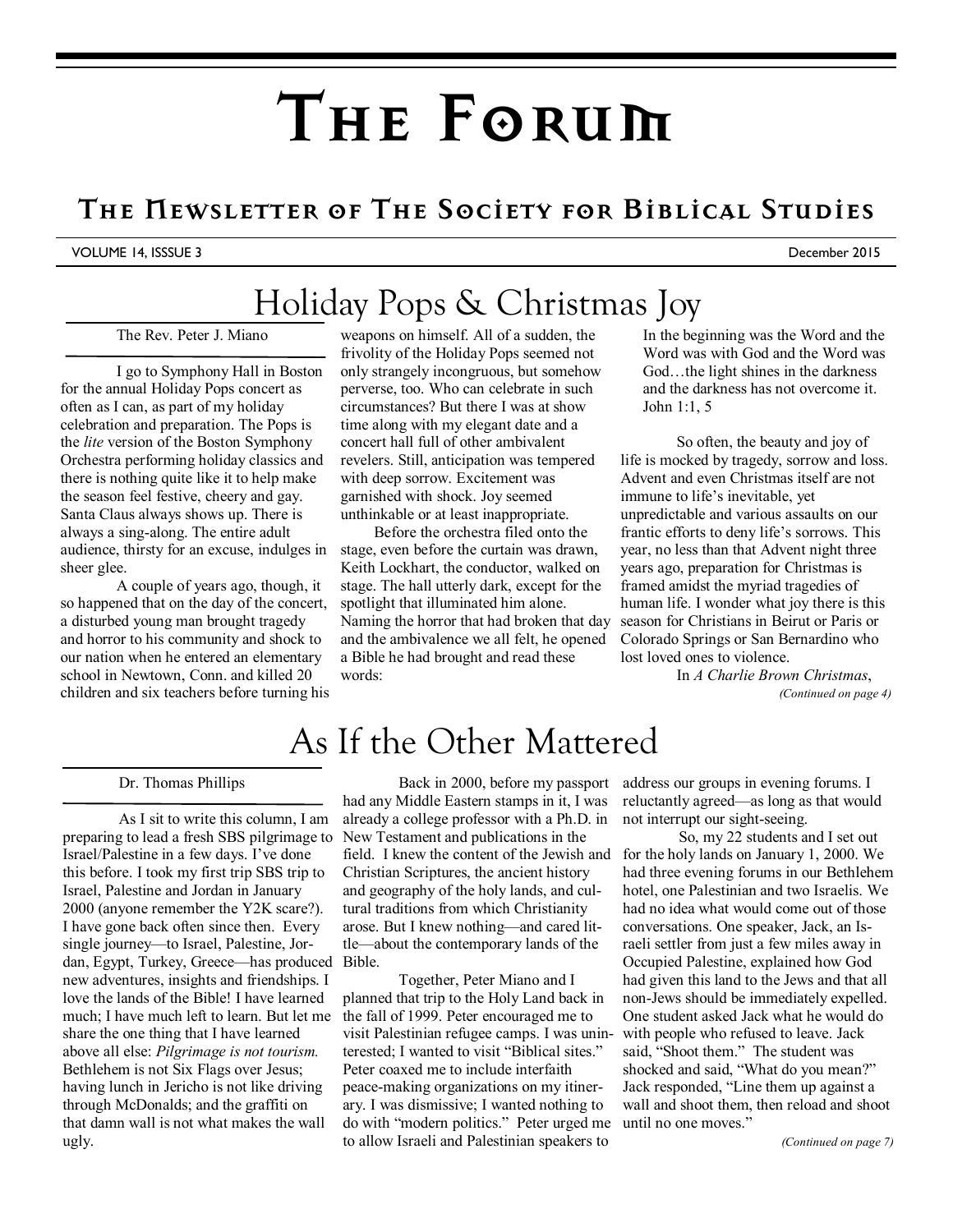# The Forum

## The Newsletter of The Society for Biblical Studies

VOLUME 14, ISSSUE 3 December 2015

## Holiday Pops & Christmas Joy

The Rev. Peter J. Miano

I go to Symphony Hall in Boston for the annual Holiday Pops concert as often as I can, as part of my holiday celebration and preparation. The Pops is the *lite* version of the Boston Symphony Orchestra performing holiday classics and there is nothing quite like it to help make the season feel festive, cheery and gay. Santa Claus always shows up. There is always a sing-along. The entire adult audience, thirsty for an excuse, indulges in sheer glee.

A couple of years ago, though, it so happened that on the day of the concert, a disturbed young man brought tragedy and horror to his community and shock to our nation when he entered an elementary school in Newtown, Conn. and killed 20 children and six teachers before turning his weapons on himself. All of a sudden, the frivolity of the Holiday Pops seemed not only strangely incongruous, but somehow perverse, too. Who can celebrate in such circumstances? But there I was at show time along with my elegant date and a concert hall full of other ambivalent revelers. Still, anticipation was tempered with deep sorrow. Excitement was garnished with shock. Joy seemed unthinkable or at least inappropriate.

Before the orchestra filed onto the stage, even before the curtain was drawn, Keith Lockhart, the conductor, walked on stage. The hall utterly dark, except for the spotlight that illuminated him alone. Naming the horror that had broken that day and the ambivalence we all felt, he opened a Bible he had brought and read these words:

> In the beginning was the Word and the Word was with God and the Word was God…the light shines in the darkness and the darkness has not overcome it. John 1:1, 5

So often, the beauty and joy of life is mocked by tragedy, sorrow and loss. Advent and even Christmas itself are not immune to life's inevitable, yet unpredictable and various assaults on our frantic efforts to deny life's sorrows. This year, no less than that Advent night three years ago, preparation for Christmas is framed amidst the myriad tragedies of human life. I wonder what joy there is this season for Christians in Beirut or Paris or Colorado Springs or San Bernardino who lost loved ones to violence.

In *A Charlie Brown Christmas*,

*(Continued on page 4)*

## As If the Other Mattered

Dr. Thomas Phillips

As I sit to write this column, I am preparing to lead a fresh SBS pilgrimage to Israel/Palestine in a few days. I've done this before. I took my first trip SBS trip to Israel, Palestine and Jordan in January 2000 (anyone remember the Y2K scare?). I have gone back often since then. Every single journey—to Israel, Palestine, Jordan, Egypt, Turkey, Greece—has produced new adventures, insights and friendships. I love the lands of the Bible! I have learned much; I have much left to learn. But let me share the one thing that I have learned above all else: *Pilgrimage is not tourism.* Bethlehem is not Six Flags over Jesus; having lunch in Jericho is not like driving through McDonalds; and the graffiti on that damn wall is not what makes the wall ugly.

Back in 2000, before my passport had any Middle Eastern stamps in it, I was already a college professor with a Ph.D. in New Testament and publications in the field. I knew the content of the Jewish and Christian Scriptures, the ancient history and geography of the holy lands, and cultural traditions from which Christianity arose. But I knew nothing—and cared little—about the contemporary lands of the Bible.

Together, Peter Miano and I planned that trip to the Holy Land back in the fall of 1999. Peter encouraged me to visit Palestinian refugee camps. I was uninterested; I wanted to visit "Biblical sites." Peter coaxed me to include interfaith peace-making organizations on my itinerary. I was dismissive; I wanted nothing to do with "modern politics." Peter urged me to allow Israeli and Palestinian speakers to address our groups in evening forums. I reluctantly agreed—as long as that would not interrupt our sight-seeing.

So, my 22 students and I set out for the holy lands on January 1, 2000. We had three evening forums in our Bethlehem hotel, one Palestinian and two Israelis. We had no idea what would come out of those conversations. One speaker, Jack, an Israeli settler from just a few miles away in Occupied Palestine, explained how God had given this land to the Jews and that all non-Jews should be immediately expelled. One student asked Jack what he would do with people who refused to leave. Jack said, "Shoot them." The student was shocked and said, "What do you mean?" Jack responded, "Line them up against a wall and shoot them, then reload and shoot until no one moves."

*(Continued on page 7)*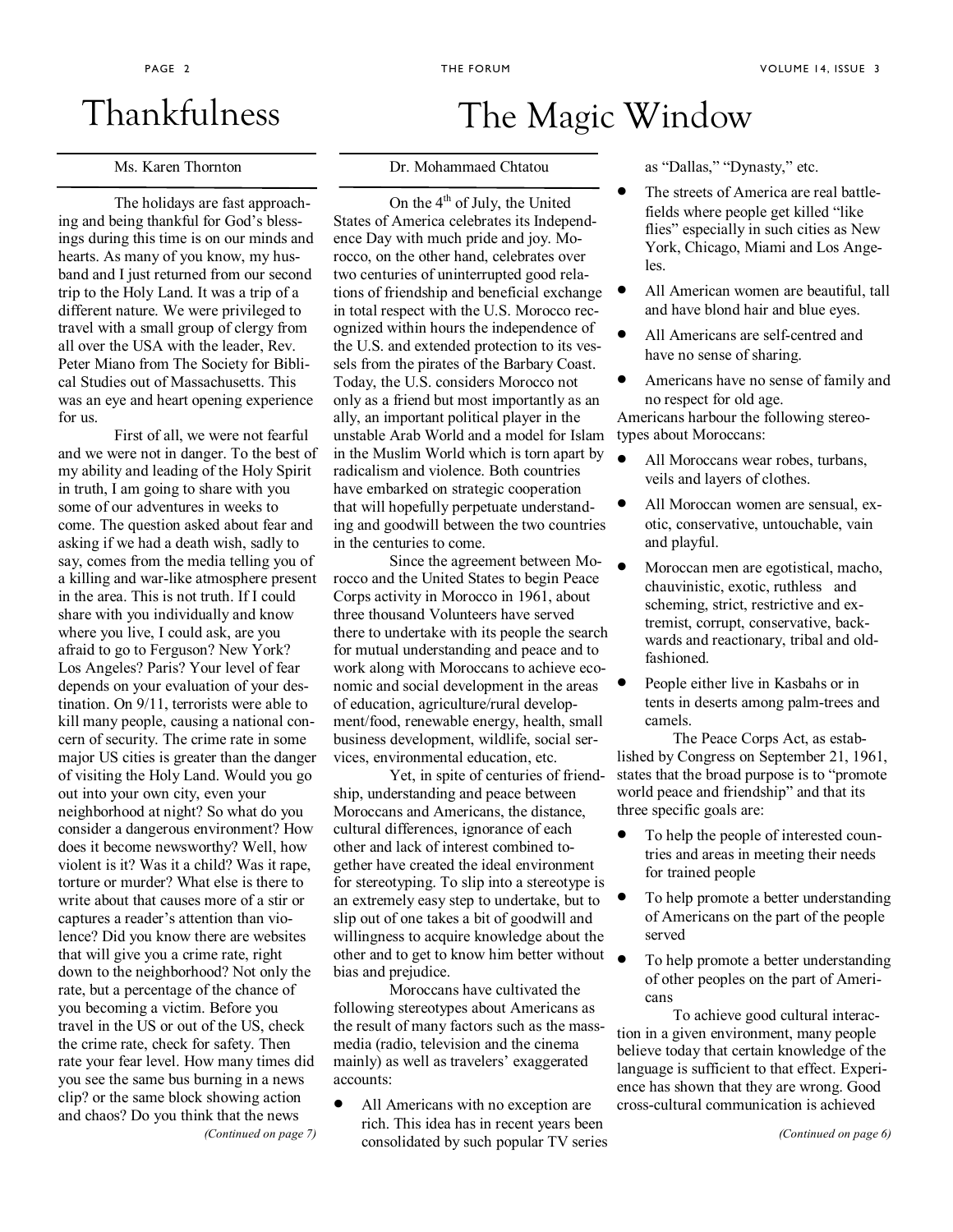# Thankfulness

Ms. Karen Thornton

The holidays are fast approaching and being thankful for God's blessings during this time is on our minds and hearts. As many of you know, my husband and I just returned from our second trip to the Holy Land. It was a trip of a different nature. We were privileged to travel with a small group of clergy from all over the USA with the leader, Rev. Peter Miano from The Society for Biblical Studies out of Massachusetts. This was an eye and heart opening experience for us.

First of all, we were not fearful and we were not in danger. To the best of my ability and leading of the Holy Spirit in truth, I am going to share with you some of our adventures in weeks to come. The question asked about fear and asking if we had a death wish, sadly to say, comes from the media telling you of a killing and war-like atmosphere present in the area. This is not truth. If I could share with you individually and know where you live, I could ask, are you afraid to go to Ferguson? New York? Los Angeles? Paris? Your level of fear depends on your evaluation of your destination. On 9/11, terrorists were able to kill many people, causing a national concern of security. The crime rate in some major US cities is greater than the danger of visiting the Holy Land. Would you go out into your own city, even your neighborhood at night? So what do you consider a dangerous environment? How does it become newsworthy? Well, how violent is it? Was it a child? Was it rape, torture or murder? What else is there to write about that causes more of a stir or captures a reader's attention than violence? Did you know there are websites that will give you a crime rate, right down to the neighborhood? Not only the rate, but a percentage of the chance of you becoming a victim. Before you travel in the US or out of the US, check the crime rate, check for safety. Then rate your fear level. How many times did you see the same bus burning in a news clip? or the same block showing action and chaos? Do you think that the news

*(Continued on page 7)*

# The Magic Window

Dr. Mohammaed Chtatou

On the 4th of July, the United States of America celebrates its Independence Day with much pride and joy. Morocco, on the other hand, celebrates over two centuries of uninterrupted good relations of friendship and beneficial exchange in total respect with the U.S. Morocco recognized within hours the independence of the U.S. and extended protection to its vessels from the pirates of the Barbary Coast. Today, the U.S. considers Morocco not only as a friend but most importantly as an ally, an important political player in the unstable Arab World and a model for Islam in the Muslim World which is torn apart by radicalism and violence. Both countries have embarked on strategic cooperation that will hopefully perpetuate understanding and goodwill between the two countries in the centuries to come.

Since the agreement between Morocco and the United States to begin Peace Corps activity in Morocco in 1961, about three thousand Volunteers have served there to undertake with its people the search for mutual understanding and peace and to work along with Moroccans to achieve economic and social development in the areas of education, agriculture/rural development/food, renewable energy, health, small business development, wildlife, social services, environmental education, etc.

Yet, in spite of centuries of friendship, understanding and peace between Moroccans and Americans, the distance, cultural differences, ignorance of each other and lack of interest combined together have created the ideal environment for stereotyping. To slip into a stereotype is an extremely easy step to undertake, but to slip out of one takes a bit of goodwill and willingness to acquire knowledge about the other and to get to know him better without bias and prejudice.

Moroccans have cultivated the following stereotypes about Americans as the result of many factors such as the mass-media (radio, television and the cinema mainly) as well as travelers' exaggerated accounts:

- All Americans with no exception are rich. This idea has in recent years been consolidated by such popular TV series as "Dallas," "Dynasty," etc.
- The streets of America are real battle-fields where people get killed "like flies" especially in such cities as New York, Chicago, Miami and Los Angeles.
- All American women are beautiful, tall and have blond hair and blue eyes.
- All Americans are self-centred and have no sense of sharing.
- Americans have no sense of family and no respect for old age.

Americans harbour the following stereotypes about Moroccans:

- All Moroccans wear robes, turbans, veils and layers of clothes.
- All Moroccan women are sensual, exotic, conservative, untouchable, vain and playful.
- Moroccan men are egotistical, macho, chauvinistic, exotic, ruthless and scheming, strict, restrictive and extremist, corrupt, conservative, backwards and reactionary, tribal and old-fashioned.
- People either live in Kasbahs or in tents in deserts among palm-trees and camels.

The Peace Corps Act, as established by Congress on September 21, 1961, states that the broad purpose is to "promote world peace and friendship" and that its three specific goals are:

- To help the people of interested countries and areas in meeting their needs for trained people
- To help promote a better understanding of Americans on the part of the people served
- To help promote a better understanding of other peoples on the part of Americans

To achieve good cultural interaction in a given environment, many people believe today that certain knowledge of the language is sufficient to that effect. Experience has shown that they are wrong. Good cross-cultural communication is achieved

*(Continued on page 6)*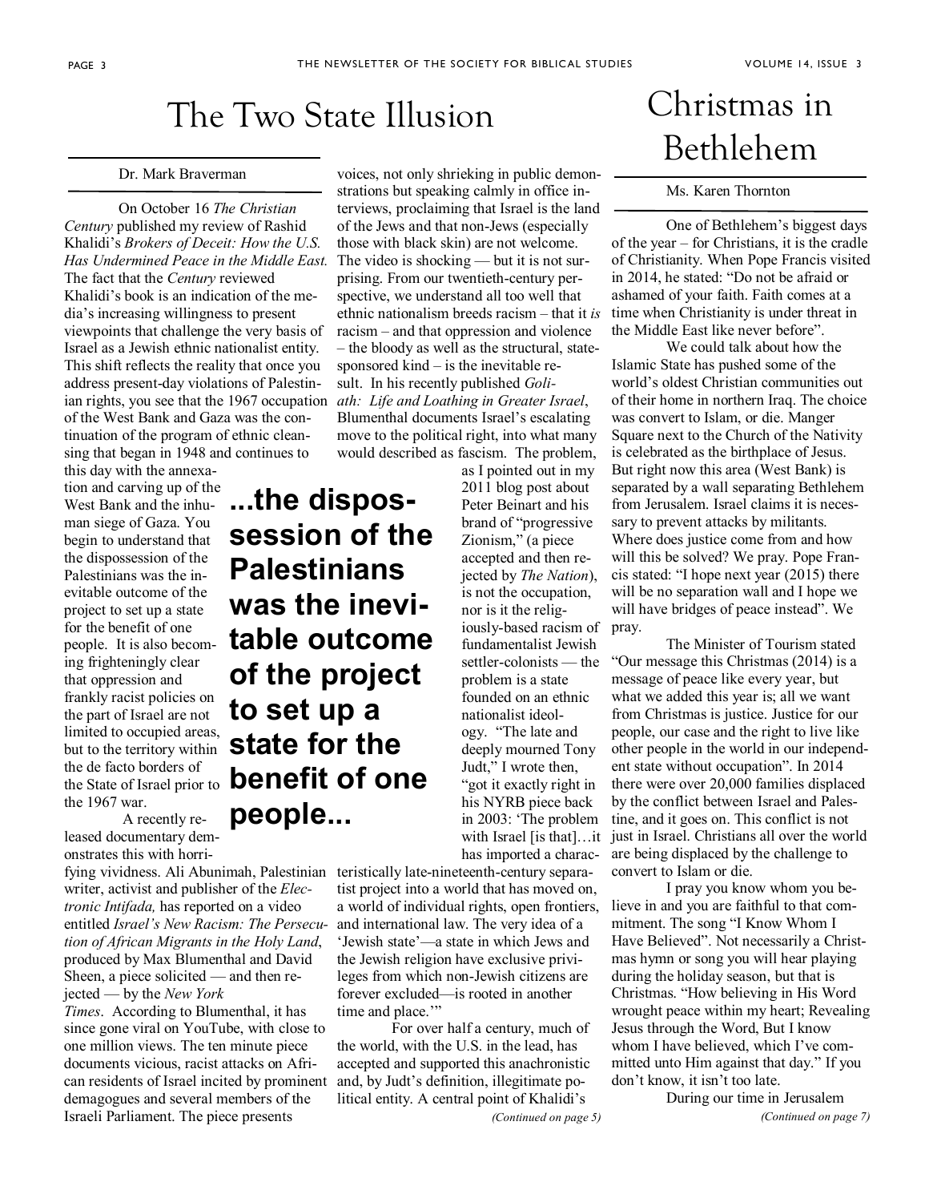# The Two State Illusion

Dr. Mark Braverman

On October 16 *The Christian Century* published my review of Rashid Khalidi's *Brokers of Deceit: How the U.S. Has Undermined Peace in the Middle East.* The fact that the *Century* reviewed Khalidi's book is an indication of the media's increasing willingness to present viewpoints that challenge the very basis of Israel as a Jewish ethnic nationalist entity. This shift reflects the reality that once you address present-day violations of Palestinian rights, you see that the 1967 occupation of the West Bank and Gaza was the continuation of the program of ethnic cleansing that began in 1948 and continues to this day with the annexation and carving up of the West Bank and the inhuman siege of Gaza. You begin to understand that the dispossession of the Palestinians was the inevitable outcome of the project to set up a state for the benefit of one people. It is also becoming frighteningly clear that oppression and frankly racist policies on the part of Israel are not limited to occupied areas, but to the territory within the de facto borders of the State of Israel prior to the 1967 war.

**...the dispossession of the Palestinians was the inevitable outcome of the project to set up a state for the benefit of one people...**

A recently released documentary demonstrates this with horrifying vividness. Ali Abunimah, Palestinian writer, activist and publisher of the *Electronic Intifada,* has reported on a video entitled *Israel's New Racism: The Persecution of African Migrants in the Holy Land*, produced by Max Blumenthal and David Sheen, a piece solicited — and then rejected — by the *New York Times*. According to Blumenthal, it has since gone viral on YouTube, with close to one million views. The ten minute piece documents vicious, racist attacks on African residents of Israel incited by prominent demagogues and several members of the Israeli Parliament. The piece presents voices, not only shrieking in public demonstrations but speaking calmly in office interviews, proclaiming that Israel is the land of the Jews and that non-Jews (especially those with black skin) are not welcome. The video is shocking — but it is not surprising. From our twentieth-century perspective, we understand all too well that ethnic nationalism breeds racism – that it *is* racism – and that oppression and violence – the bloody as well as the structural, state-sponsored kind – is the inevitable result. In his recently published *Goliath: Life and Loathing in Greater Israel*, Blumenthal documents Israel's escalating move to the political right, into what many would described as fascism. The problem, as I pointed out in my 2011 blog post about Peter Beinart and his brand of "progressive Zionism," (a piece accepted and then rejected by *The Nation*), is not the occupation, nor is it the religiously-based racism of fundamentalist Jewish settler-colonists — the problem is a state founded on an ethnic nationalist ideology. "The late and deeply mourned Tony Judt," I wrote then, "got it exactly right in his NYRB piece back in 2003: 'The problem with Israel [is that]…it has imported a characteristically late-nineteenth-century separatist project into a world that has moved on, a world of individual rights, open frontiers, and international law. The very idea of a 'Jewish state'—a state in which Jews and the Jewish religion have exclusive privileges from which non-Jewish citizens are forever excluded—is rooted in another time and place.'"

For over half a century, much of the world, with the U.S. in the lead, has accepted and supported this anachronistic and, by Judt's definition, illegitimate political entity. A central point of Khalidi's

*(Continued on page 5)*

# Christmas in Bethlehem

Ms. Karen Thornton

One of Bethlehem's biggest days of the year – for Christians, it is the cradle of Christianity. When Pope Francis visited in 2014, he stated: "Do not be afraid or ashamed of your faith. Faith comes at a time when Christianity is under threat in the Middle East like never before".

We could talk about how the Islamic State has pushed some of the world's oldest Christian communities out of their home in northern Iraq. The choice was convert to Islam, or die. Manger Square next to the Church of the Nativity is celebrated as the birthplace of Jesus. But right now this area (West Bank) is separated by a wall separating Bethlehem from Jerusalem. Israel claims it is necessary to prevent attacks by militants. Where does justice come from and how will this be solved? We pray. Pope Francis stated: "I hope next year (2015) there will be no separation wall and I hope we will have bridges of peace instead". We pray.

The Minister of Tourism stated "Our message this Christmas (2014) is a message of peace like every year, but what we added this year is; all we want from Christmas is justice. Justice for our people, our case and the right to live like other people in the world in our independent state without occupation". In 2014 there were over 20,000 families displaced by the conflict between Israel and Palestine, and it goes on. This conflict is not just in Israel. Christians all over the world are being displaced by the challenge to convert to Islam or die.

I pray you know whom you believe in and you are faithful to that commitment. The song "I Know Whom I Have Believed". Not necessarily a Christmas hymn or song you will hear playing during the holiday season, but that is Christmas. "How believing in His Word wrought peace within my heart; Revealing Jesus through the Word, But I know whom I have believed, which I've committed unto Him against that day." If you don't know, it isn't too late.

During our time in Jerusalem

*(Continued on page 7)*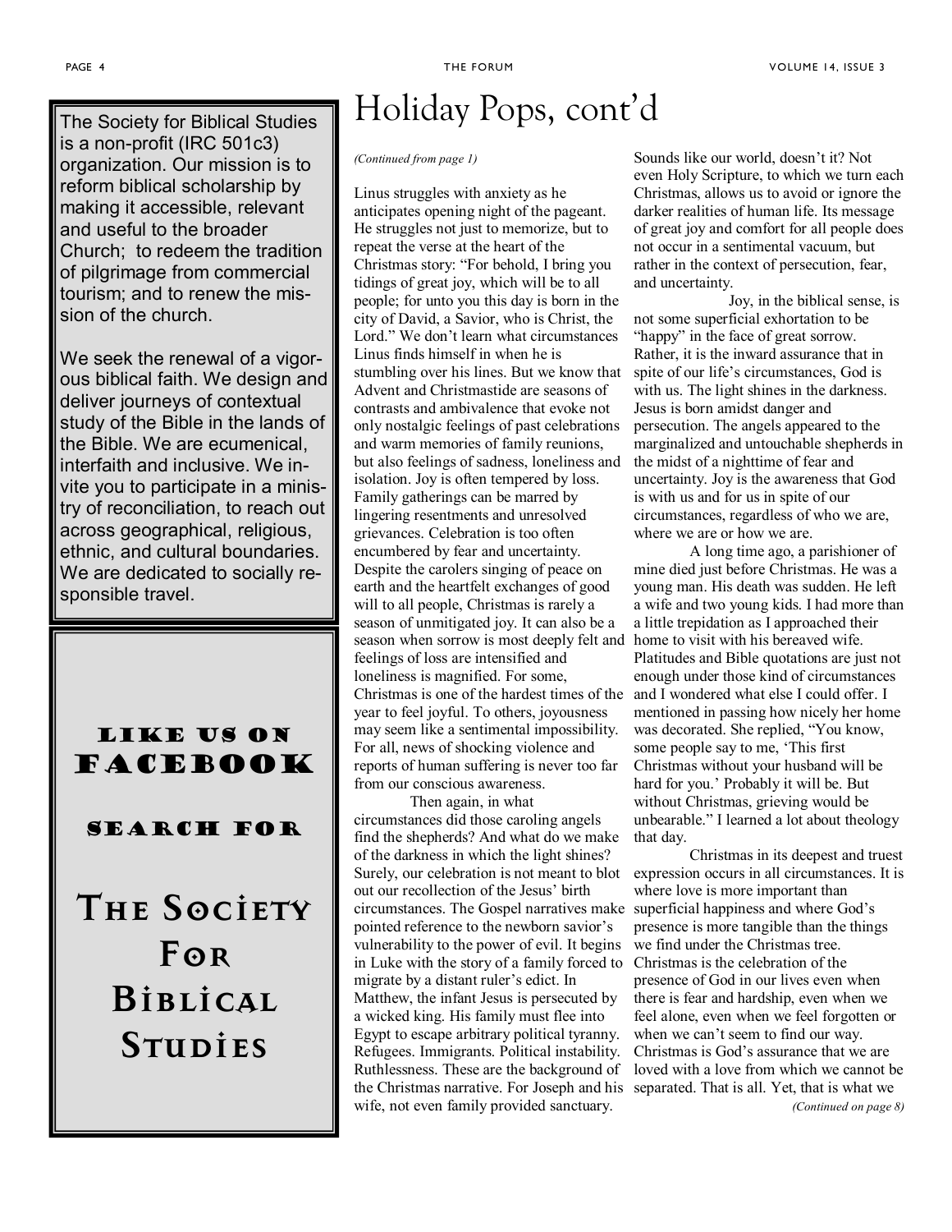# Holiday Pops, cont'd

*(Continued from page 1)*

Linus struggles with anxiety as he anticipates opening night of the pageant. He struggles not just to memorize, but to repeat the verse at the heart of the Christmas story: "For behold, I bring you tidings of great joy, which will be to all people; for unto you this day is born in the city of David, a Savior, who is Christ, the Lord." We don't learn what circumstances Linus finds himself in when he is stumbling over his lines. But we know that Advent and Christmastide are seasons of contrasts and ambivalence that evoke not only nostalgic feelings of past celebrations and warm memories of family reunions, but also feelings of sadness, loneliness and isolation. Joy is often tempered by loss. Family gatherings can be marred by lingering resentments and unresolved grievances. Celebration is too often encumbered by fear and uncertainty. Despite the carolers singing of peace on earth and the heartfelt exchanges of good will to all people, Christmas is rarely a season of unmitigated joy. It can also be a season when sorrow is most deeply felt and feelings of loss are intensified and loneliness is magnified. For some, Christmas is one of the hardest times of the year to feel joyful. To others, joyousness may seem like a sentimental impossibility. For all, news of shocking violence and reports of human suffering is never too far from our conscious awareness.

Then again, in what circumstances did those caroling angels find the shepherds? And what do we make of the darkness in which the light shines? Surely, our celebration is not meant to blot out our recollection of the Jesus' birth circumstances. The Gospel narratives make pointed reference to the newborn savior's vulnerability to the power of evil. It begins in Luke with the story of a family forced to migrate by a distant ruler's edict. In Matthew, the infant Jesus is persecuted by a wicked king. His family must flee into Egypt to escape arbitrary political tyranny. Refugees. Immigrants. Political instability. Ruthlessness. These are the background of the Christmas narrative. For Joseph and his wife, not even family provided sanctuary. Sounds like our world, doesn't it? Not even Holy Scripture, to which we turn each Christmas, allows us to avoid or ignore the darker realities of human life. Its message of great joy and comfort for all people does not occur in a sentimental vacuum, but rather in the context of persecution, fear, and uncertainty.

Joy, in the biblical sense, is not some superficial exhortation to be "happy" in the face of great sorrow. Rather, it is the inward assurance that in spite of our life's circumstances, God is with us. The light shines in the darkness. Jesus is born amidst danger and persecution. The angels appeared to the marginalized and untouchable shepherds in the midst of a nighttime of fear and uncertainty. Joy is the awareness that God is with us and for us in spite of our circumstances, regardless of who we are, where we are or how we are.

A long time ago, a parishioner of mine died just before Christmas. He was a young man. His death was sudden. He left a wife and two young kids. I had more than a little trepidation as I approached their home to visit with his bereaved wife. Platitudes and Bible quotations are just not enough under those kind of circumstances and I wondered what else I could offer. I mentioned in passing how nicely her home was decorated. She replied, "You know, some people say to me, 'This first Christmas without your husband will be hard for you.' Probably it will be. But without Christmas, grieving would be unbearable." I learned a lot about theology that day.

Christmas in its deepest and truest expression occurs in all circumstances. It is where love is more important than superficial happiness and where God's presence is more tangible than the things we find under the Christmas tree. Christmas is the celebration of the presence of God in our lives even when there is fear and hardship, even when we feel alone, even when we feel forgotten or when we can't seem to find our way. Christmas is God's assurance that we are loved with a love from which we cannot be separated. That is all. Yet, that is what we

*(Continued on page 8)*

---

The Society for Biblical Studies is a non-profit (IRC 501c3) organization. Our mission is to reform biblical scholarship by making it accessible, relevant and useful to the broader Church; to redeem the tradition of pilgrimage from commercial tourism; and to renew the mission of the church.

We seek the renewal of a vigorous biblical faith. We design and deliver journeys of contextual study of the Bible in the lands of the Bible. We are ecumenical, interfaith and inclusive. We invite you to participate in a ministry of reconciliation, to reach out across geographical, religious, ethnic, and cultural boundaries. We are dedicated to socially responsible travel.

---

**Like us on Facebook**

**Search for**

**The Society For Biblical Studies**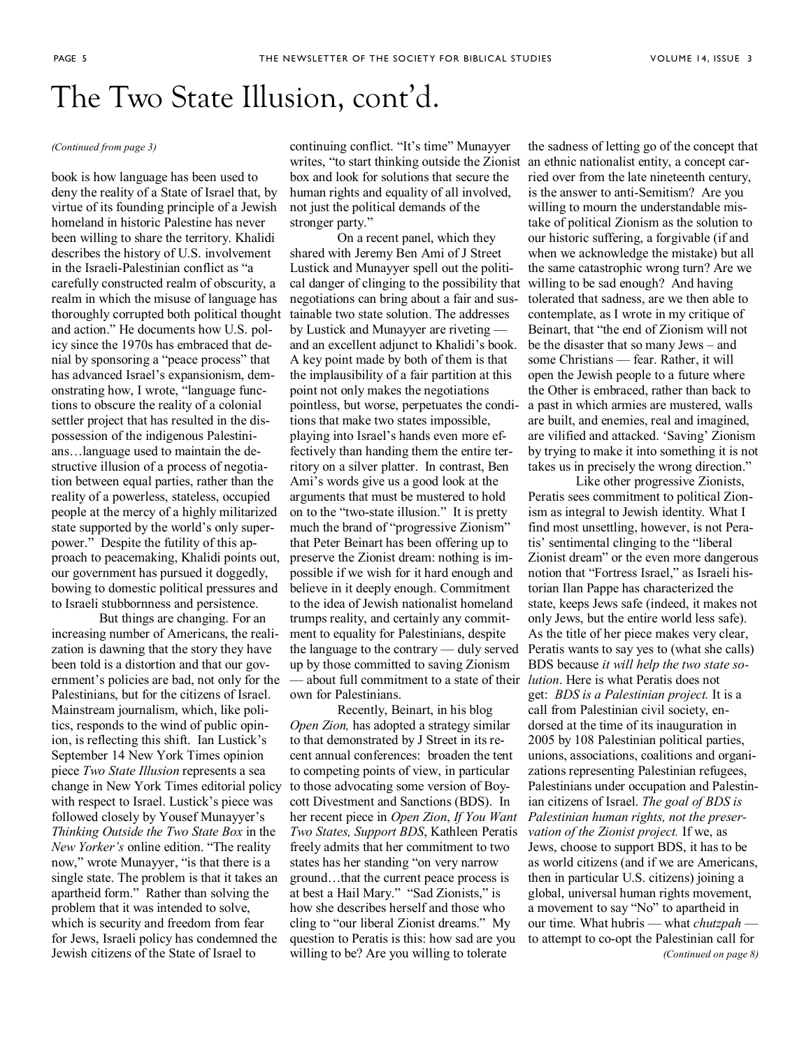# The Two State Illusion, cont'd.

*(Continued from page 3)*

book is how language has been used to deny the reality of a State of Israel that, by virtue of its founding principle of a Jewish homeland in historic Palestine has never been willing to share the territory. Khalidi describes the history of U.S. involvement in the Israeli-Palestinian conflict as "a carefully constructed realm of obscurity, a realm in which the misuse of language has thoroughly corrupted both political thought and action." He documents how U.S. policy since the 1970s has embraced that denial by sponsoring a "peace process" that has advanced Israel's expansionism, demonstrating how, I wrote, "language functions to obscure the reality of a colonial settler project that has resulted in the dispossession of the indigenous Palestinians…language used to maintain the destructive illusion of a process of negotiation between equal parties, rather than the reality of a powerless, stateless, occupied people at the mercy of a highly militarized state supported by the world's only superpower." Despite the futility of this approach to peacemaking, Khalidi points out, our government has pursued it doggedly, bowing to domestic political pressures and to Israeli stubbornness and persistence.

But things are changing. For an increasing number of Americans, the realization is dawning that the story they have been told is a distortion and that our government's policies are bad, not only for the Palestinians, but for the citizens of Israel. Mainstream journalism, which, like politics, responds to the wind of public opinion, is reflecting this shift. Ian Lustick's September 14 New York Times opinion piece *Two State Illusion* represents a sea change in New York Times editorial policy with respect to Israel. Lustick's piece was followed closely by Yousef Munayyer's *Thinking Outside the Two State Box* in the *New Yorker's* online edition. "The reality now," wrote Munayyer, "is that there is a single state. The problem is that it takes an apartheid form." Rather than solving the problem that it was intended to solve, which is security and freedom from fear for Jews, Israeli policy has condemned the Jewish citizens of the State of Israel to continuing conflict. "It's time" Munayyer writes, "to start thinking outside the Zionist box and look for solutions that secure the human rights and equality of all involved, not just the political demands of the stronger party."

On a recent panel, which they shared with Jeremy Ben Ami of J Street Lustick and Munayyer spell out the political danger of clinging to the possibility that negotiations can bring about a fair and sustainable two state solution. The addresses by Lustick and Munayyer are riveting — and an excellent adjunct to Khalidi's book. A key point made by both of them is that the implausibility of a fair partition at this point not only makes the negotiations pointless, but worse, perpetuates the conditions that make two states impossible, playing into Israel's hands even more effectively than handing them the entire territory on a silver platter. In contrast, Ben Ami's words give us a good look at the arguments that must be mustered to hold on to the "two-state illusion." It is pretty much the brand of "progressive Zionism" that Peter Beinart has been offering up to preserve the Zionist dream: nothing is impossible if we wish for it hard enough and believe in it deeply enough. Commitment to the idea of Jewish nationalist homeland trumps reality, and certainly any commitment to equality for Palestinians, despite the language to the contrary — duly served up by those committed to saving Zionism — about full commitment to a state of their own for Palestinians.

Recently, Beinart, in his blog *Open Zion,* has adopted a strategy similar to that demonstrated by J Street in its recent annual conferences: broaden the tent to competing points of view, in particular to those advocating some version of Boycott Divestment and Sanctions (BDS). In her recent piece in *Open Zion*, *If You Want Two States, Support BDS*, Kathleen Peratis freely admits that her commitment to two states has her standing "on very narrow ground…that the current peace process is at best a Hail Mary." "Sad Zionists," is how she describes herself and those who cling to "our liberal Zionist dreams." My question to Peratis is this: how sad are you willing to be? Are you willing to tolerate the sadness of letting go of the concept that an ethnic nationalist entity, a concept carried over from the late nineteenth century, is the answer to anti-Semitism? Are you willing to mourn the understandable mistake of political Zionism as the solution to our historic suffering, a forgivable (if and when we acknowledge the mistake) but all the same catastrophic wrong turn? Are we willing to be sad enough? And having tolerated that sadness, are we then able to contemplate, as I wrote in my critique of Beinart, that "the end of Zionism will not be the disaster that so many Jews – and some Christians — fear. Rather, it will open the Jewish people to a future where the Other is embraced, rather than back to a past in which armies are mustered, walls are built, and enemies, real and imagined, are vilified and attacked. 'Saving' Zionism by trying to make it into something it is not takes us in precisely the wrong direction."

Like other progressive Zionists, Peratis sees commitment to political Zionism as integral to Jewish identity. What I find most unsettling, however, is not Peratis' sentimental clinging to the "liberal Zionist dream" or the even more dangerous notion that "Fortress Israel," as Israeli historian Ilan Pappe has characterized the state, keeps Jews safe (indeed, it makes not only Jews, but the entire world less safe). As the title of her piece makes very clear, Peratis wants to say yes to (what she calls) BDS because *it will help the two state solution*. Here is what Peratis does not get: *BDS is a Palestinian project.* It is a call from Palestinian civil society, endorsed at the time of its inauguration in 2005 by 108 Palestinian political parties, unions, associations, coalitions and organizations representing Palestinian refugees, Palestinians under occupation and Palestinian citizens of Israel. *The goal of BDS is Palestinian human rights, not the preservation of the Zionist project.* If we, as Jews, choose to support BDS, it has to be as world citizens (and if we are Americans, then in particular U.S. citizens) joining a global, universal human rights movement, a movement to say "No" to apartheid in our time. What hubris — what *chutzpah* — to attempt to co-opt the Palestinian call for

*(Continued on page 8)*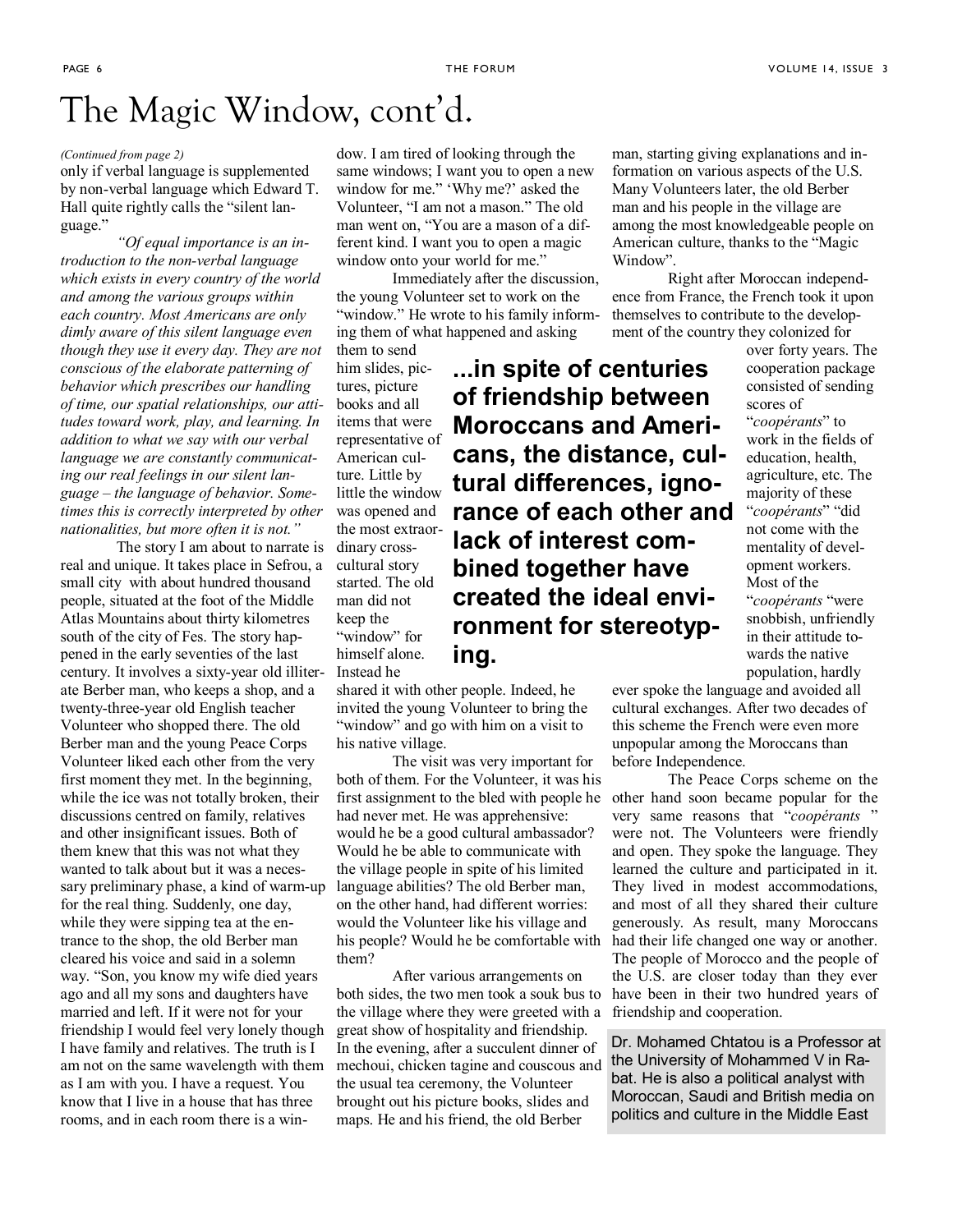# The Magic Window, cont'd.

*(Continued from page 2)*

only if verbal language is supplemented by non-verbal language which Edward T. Hall quite rightly calls the "silent language."

*"Of equal importance is an introduction to the non-verbal language which exists in every country of the world and among the various groups within each country. Most Americans are only dimly aware of this silent language even though they use it every day. They are not conscious of the elaborate patterning of behavior which prescribes our handling of time, our spatial relationships, our attitudes toward work, play, and learning. In addition to what we say with our verbal language we are constantly communicating our real feelings in our silent language – the language of behavior. Sometimes this is correctly interpreted by other nationalities, but more often it is not."*

The story I am about to narrate is real and unique. It takes place in Sefrou, a small city with about hundred thousand people, situated at the foot of the Middle Atlas Mountains about thirty kilometres south of the city of Fes. The story happened in the early seventies of the last century. It involves a sixty-year old illiterate Berber man, who keeps a shop, and a twenty-three-year old English teacher Volunteer who shopped there. The old Berber man and the young Peace Corps Volunteer liked each other from the very first moment they met. In the beginning, while the ice was not totally broken, their discussions centred on family, relatives and other insignificant issues. Both of them knew that this was not what they wanted to talk about but it was a necessary preliminary phase, a kind of warm-up for the real thing. Suddenly, one day, while they were sipping tea at the entrance to the shop, the old Berber man cleared his voice and said in a solemn way. "Son, you know my wife died years ago and all my sons and daughters have married and left. If it were not for your friendship I would feel very lonely though I have family and relatives. The truth is I am not on the same wavelength with them as I am with you. I have a request. You know that I live in a house that has three rooms, and in each room there is a window. I am tired of looking through the same windows; I want you to open a new window for me." 'Why me?' asked the Volunteer, "I am not a mason." The old man went on, "You are a mason of a different kind. I want you to open a magic window onto your world for me."

Immediately after the discussion, the young Volunteer set to work on the "window." He wrote to his family informing them of what happened and asking them to send him slides, pictures, picture books and all items that were representative of American culture. Little by little the window was opened and the most extraordinary cross-cultural story started. The old man did not keep the "window" for himself alone. Instead he shared it with other people. Indeed, he invited the young Volunteer to bring the "window" and go with him on a visit to his native village.

**...in spite of centuries of friendship between Moroccans and Americans, the distance, cultural differences, ignorance of each other and lack of interest combined together have created the ideal environment for stereotyping.**

The visit was very important for both of them. For the Volunteer, it was his first assignment to the bled with people he had never met. He was apprehensive: would he be a good cultural ambassador? Would he be able to communicate with the village people in spite of his limited language abilities? The old Berber man, on the other hand, had different worries: would the Volunteer like his village and his people? Would he be comfortable with them?

After various arrangements on both sides, the two men took a souk bus to the village where they were greeted with a great show of hospitality and friendship. In the evening, after a succulent dinner of mechoui, chicken tagine and couscous and the usual tea ceremony, the Volunteer brought out his picture books, slides and maps. He and his friend, the old Berber man, starting giving explanations and information on various aspects of the U.S. Many Volunteers later, the old Berber man and his people in the village are among the most knowledgeable people on American culture, thanks to the "Magic Window".

Right after Moroccan independence from France, the French took it upon themselves to contribute to the development of the country they colonized for over forty years. The cooperation package consisted of sending scores of "*coopérants*" to work in the fields of education, health, agriculture, etc. The majority of these "*coopérants*" "did not come with the mentality of development workers. Most of the "*coopérants* "were snobbish, unfriendly in their attitude towards the native population, hardly ever spoke the language and avoided all cultural exchanges. After two decades of this scheme the French were even more unpopular among the Moroccans than before Independence.

The Peace Corps scheme on the other hand soon became popular for the very same reasons that "*coopérants* " were not. The Volunteers were friendly and open. They spoke the language. They learned the culture and participated in it. They lived in modest accommodations, and most of all they shared their culture generously. As result, many Moroccans had their life changed one way or another. The people of Morocco and the people of the U.S. are closer today than they ever have been in their two hundred years of friendship and cooperation.

Dr. Mohamed Chtatou is a Professor at the University of Mohammed V in Rabat. He is also a political analyst with Moroccan, Saudi and British media on politics and culture in the Middle East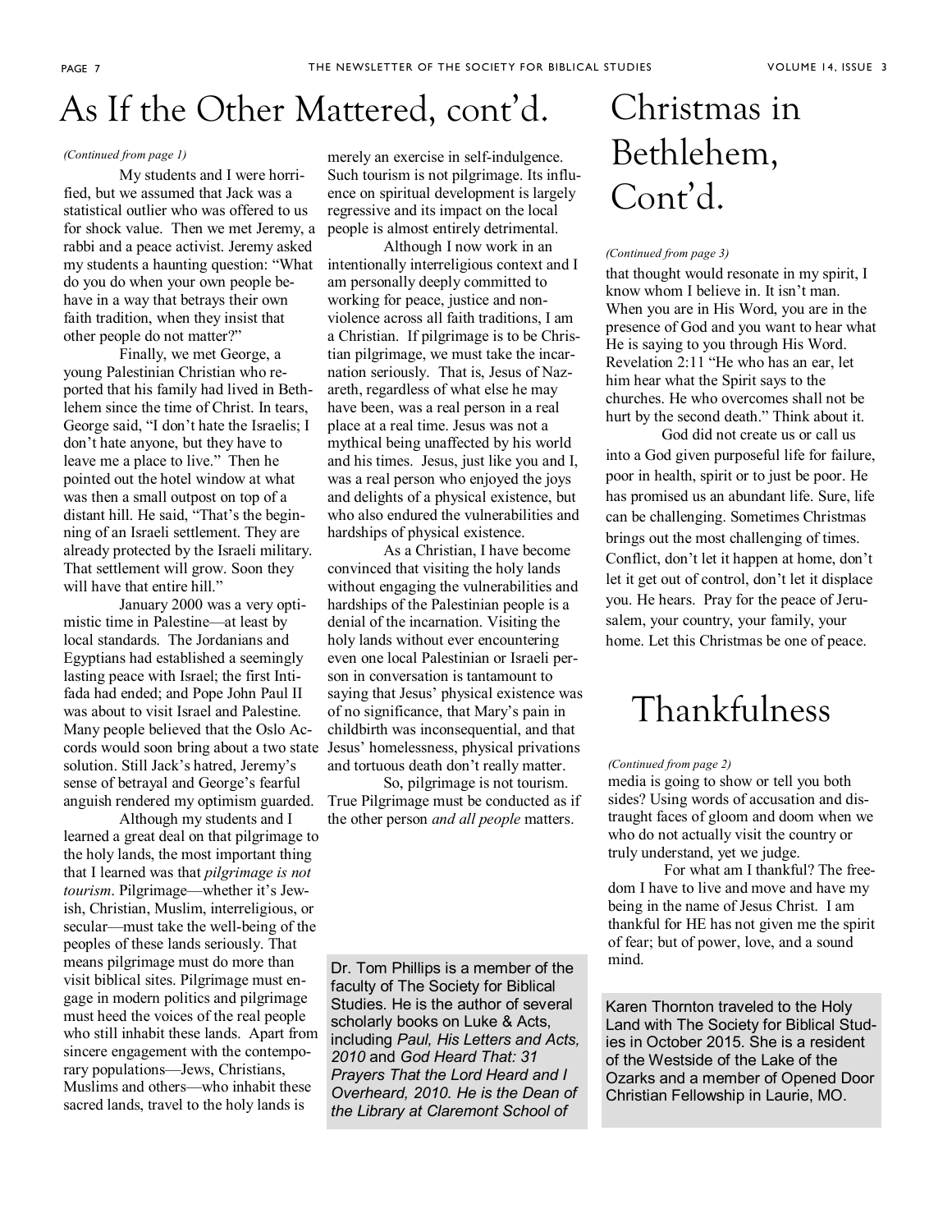# As If the Other Mattered, cont'd.

*(Continued from page 1)*

My students and I were horrified, but we assumed that Jack was a statistical outlier who was offered to us for shock value. Then we met Jeremy, a rabbi and a peace activist. Jeremy asked my students a haunting question: "What do you do when your own people behave in a way that betrays their own faith tradition, when they insist that other people do not matter?"

Finally, we met George, a young Palestinian Christian who reported that his family had lived in Bethlehem since the time of Christ. In tears, George said, "I don't hate the Israelis; I don't hate anyone, but they have to leave me a place to live." Then he pointed out the hotel window at what was then a small outpost on top of a distant hill. He said, "That's the beginning of an Israeli settlement. They are already protected by the Israeli military. That settlement will grow. Soon they will have that entire hill."

January 2000 was a very optimistic time in Palestine—at least by local standards. The Jordanians and Egyptians had established a seemingly lasting peace with Israel; the first Intifada had ended; and Pope John Paul II was about to visit Israel and Palestine. Many people believed that the Oslo Accords would soon bring about a two state solution. Still Jack's hatred, Jeremy's sense of betrayal and George's fearful anguish rendered my optimism guarded.

Although my students and I learned a great deal on that pilgrimage to the holy lands, the most important thing that I learned was that *pilgrimage is not tourism*. Pilgrimage—whether it's Jewish, Christian, Muslim, interreligious, or secular—must take the well-being of the peoples of these lands seriously. That means pilgrimage must do more than visit biblical sites. Pilgrimage must engage in modern politics and pilgrimage must heed the voices of the real people who still inhabit these lands. Apart from sincere engagement with the contemporary populations—Jews, Christians, Muslims and others—who inhabit these sacred lands, travel to the holy lands is merely an exercise in self-indulgence. Such tourism is not pilgrimage. Its influence on spiritual development is largely regressive and its impact on the local people is almost entirely detrimental.

Although I now work in an intentionally interreligious context and I am personally deeply committed to working for peace, justice and nonviolence across all faith traditions, I am a Christian. If pilgrimage is to be Christian pilgrimage, we must take the incarnation seriously. That is, Jesus of Nazareth, regardless of what else he may have been, was a real person in a real place at a real time. Jesus was not a mythical being unaffected by his world and his times. Jesus, just like you and I, was a real person who enjoyed the joys and delights of a physical existence, but who also endured the vulnerabilities and hardships of physical existence.

As a Christian, I have become convinced that visiting the holy lands without engaging the vulnerabilities and hardships of the Palestinian people is a denial of the incarnation. Visiting the holy lands without ever encountering even one local Palestinian or Israeli person in conversation is tantamount to saying that Jesus' physical existence was of no significance, that Mary's pain in childbirth was inconsequential, and that Jesus' homelessness, physical privations and tortuous death don't really matter.

So, pilgrimage is not tourism. True Pilgrimage must be conducted as if the other person *and all people* matters.

Dr. Tom Phillips is a member of the faculty of The Society for Biblical Studies. He is the author of several scholarly books on Luke & Acts, including *Paul, His Letters and Acts, 2010* and *God Heard That: 31 Prayers That the Lord Heard and I Overheard, 2010. He is the Dean of the Library at Claremont School of*

# Christmas in Bethlehem, Cont'd.

*(Continued from page 3)*

that thought would resonate in my spirit, I know whom I believe in. It isn't man. When you are in His Word, you are in the presence of God and you want to hear what He is saying to you through His Word. Revelation 2:11 "He who has an ear, let him hear what the Spirit says to the churches. He who overcomes shall not be hurt by the second death." Think about it.

God did not create us or call us into a God given purposeful life for failure, poor in health, spirit or to just be poor. He has promised us an abundant life. Sure, life can be challenging. Sometimes Christmas brings out the most challenging of times. Conflict, don't let it happen at home, don't let it get out of control, don't let it displace you. He hears. Pray for the peace of Jerusalem, your country, your family, your home. Let this Christmas be one of peace.

# Thankfulness

*(Continued from page 2)*

media is going to show or tell you both sides? Using words of accusation and distraught faces of gloom and doom when we who do not actually visit the country or truly understand, yet we judge.

For what am I thankful? The freedom I have to live and move and have my being in the name of Jesus Christ. I am thankful for HE has not given me the spirit of fear; but of power, love, and a sound mind.

Karen Thornton traveled to the Holy Land with The Society for Biblical Studies in October 2015. She is a resident of the Westside of the Lake of the Ozarks and a member of Opened Door Christian Fellowship in Laurie, MO.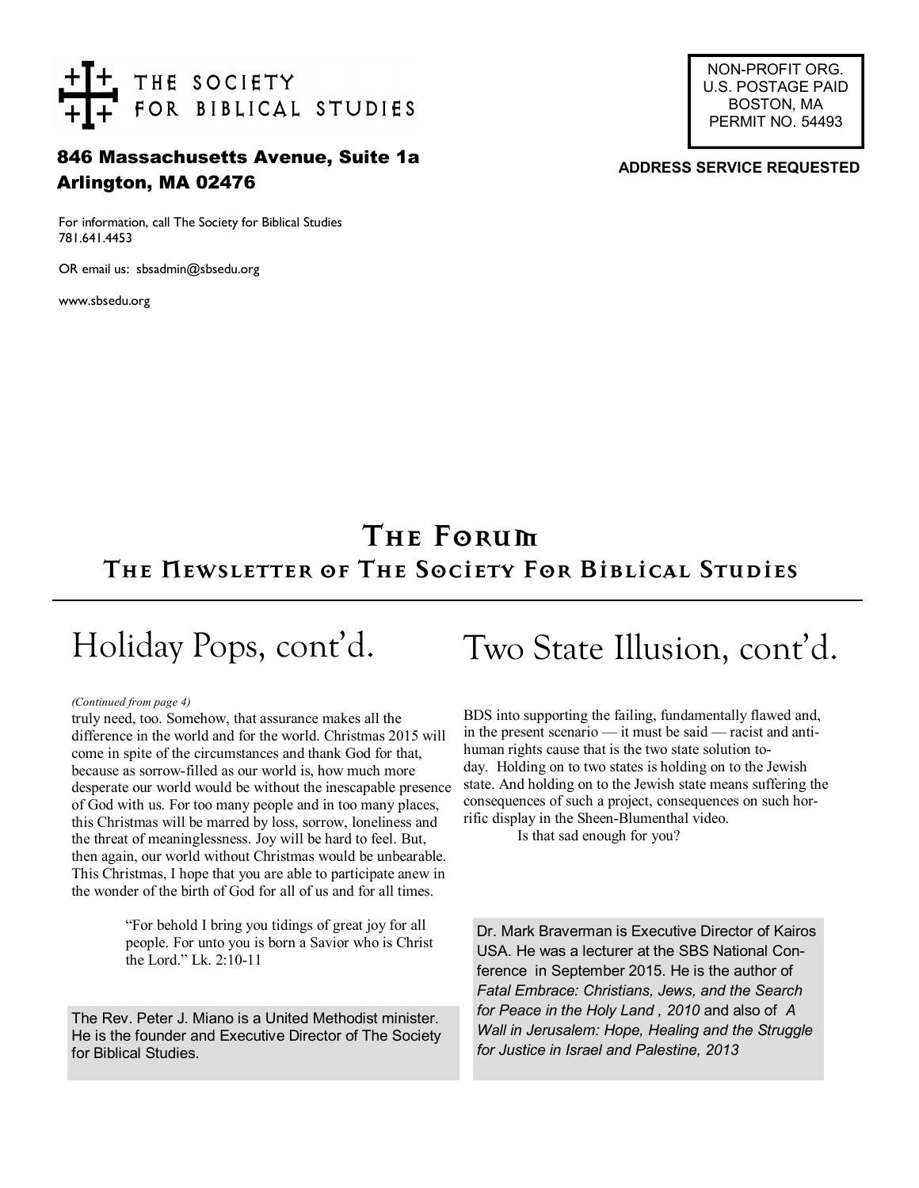THE SOCIETY FOR BIBLICAL STUDIES

**846 Massachusetts Avenue, Suite 1a**
**Arlington, MA 02476**

For information, call The Society for Biblical Studies
781.641.4453

OR email us: sbsadmin@sbsedu.org

www.sbsedu.org

NON-PROFIT ORG.
U.S. POSTAGE PAID
BOSTON, MA
PERMIT NO. 54493

**ADDRESS SERVICE REQUESTED**

# The Forum
## The Newsletter of The Society For Biblical Studies

# Holiday Pops, cont'd.

*(Continued from page 4)*

truly need, too. Somehow, that assurance makes all the difference in the world and for the world. Christmas 2015 will come in spite of the circumstances and thank God for that, because as sorrow-filled as our world is, how much more desperate our world would be without the inescapable presence of God with us. For too many people and in too many places, this Christmas will be marred by loss, sorrow, loneliness and the threat of meaninglessness. Joy will be hard to feel. But, then again, our world without Christmas would be unbearable. This Christmas, I hope that you are able to participate anew in the wonder of the birth of God for all of us and for all times.

> "For behold I bring you tidings of great joy for all people. For unto you is born a Savior who is Christ the Lord." Lk. 2:10-11

The Rev. Peter J. Miano is a United Methodist minister. He is the founder and Executive Director of The Society for Biblical Studies.

# Two State Illusion, cont'd.

BDS into supporting the failing, fundamentally flawed and, in the present scenario — it must be said — racist and anti-human rights cause that is the two state solution today. Holding on to two states is holding on to the Jewish state. And holding on to the Jewish state means suffering the consequences of such a project, consequences on such horrific display in the Sheen-Blumenthal video.

Is that sad enough for you?

Dr. Mark Braverman is Executive Director of Kairos USA. He was a lecturer at the SBS National Conference in September 2015. He is the author of *Fatal Embrace: Christians, Jews, and the Search for Peace in the Holy Land , 2010* and also of *A Wall in Jerusalem: Hope, Healing and the Struggle for Justice in Israel and Palestine, 2013*